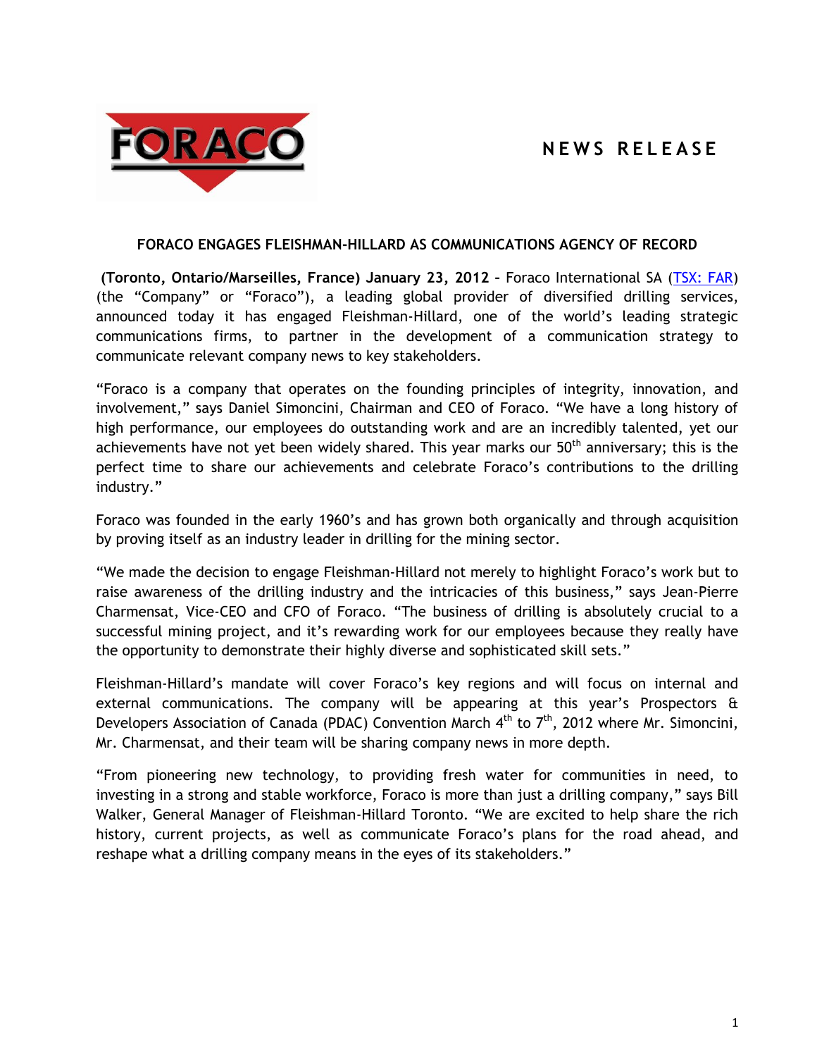**NEWS RELEASE**

## FORACO ENGAGES FLEISHMAN-HILLARD AS COMMUNICATIONS AGENCY OF RECORD

**(Toronto, Ontario/Marseilles, France) January 23, 2012 –** Foraco International SA (TSX: FAR) (the "Company" or "Foraco"), a leading global provider of diversified drilling services, announced today it has engaged Fleishman-Hillard, one of the world's leading strategic communications firms, to partner in the development of a communication strategy to communicate relevant company news to key stakeholders.

"Foraco is a company that operates on the founding principles of integrity, innovation, and involvement," says Daniel Simoncini, Chairman and CEO of Foraco. "We have a long history of high performance, our employees do outstanding work and are an incredibly talented, yet our achievements have not yet been widely shared. This year marks our 50th anniversary; this is the perfect time to share our achievements and celebrate Foraco's contributions to the drilling industry."

Foraco was founded in the early 1960's and has grown both organically and through acquisition by proving itself as an industry leader in drilling for the mining sector.

"We made the decision to engage Fleishman-Hillard not merely to highlight Foraco's work but to raise awareness of the drilling industry and the intricacies of this business," says Jean-Pierre Charmensat, Vice-CEO and CFO of Foraco. "The business of drilling is absolutely crucial to a successful mining project, and it's rewarding work for our employees because they really have the opportunity to demonstrate their highly diverse and sophisticated skill sets."

Fleishman-Hillard's mandate will cover Foraco's key regions and will focus on internal and external communications. The company will be appearing at this year's Prospectors & Developers Association of Canada (PDAC) Convention March 4th to 7th, 2012 where Mr. Simoncini, Mr. Charmensat, and their team will be sharing company news in more depth.

"From pioneering new technology, to providing fresh water for communities in need, to investing in a strong and stable workforce, Foraco is more than just a drilling company," says Bill Walker, General Manager of Fleishman-Hillard Toronto. "We are excited to help share the rich history, current projects, as well as communicate Foraco's plans for the road ahead, and reshape what a drilling company means in the eyes of its stakeholders."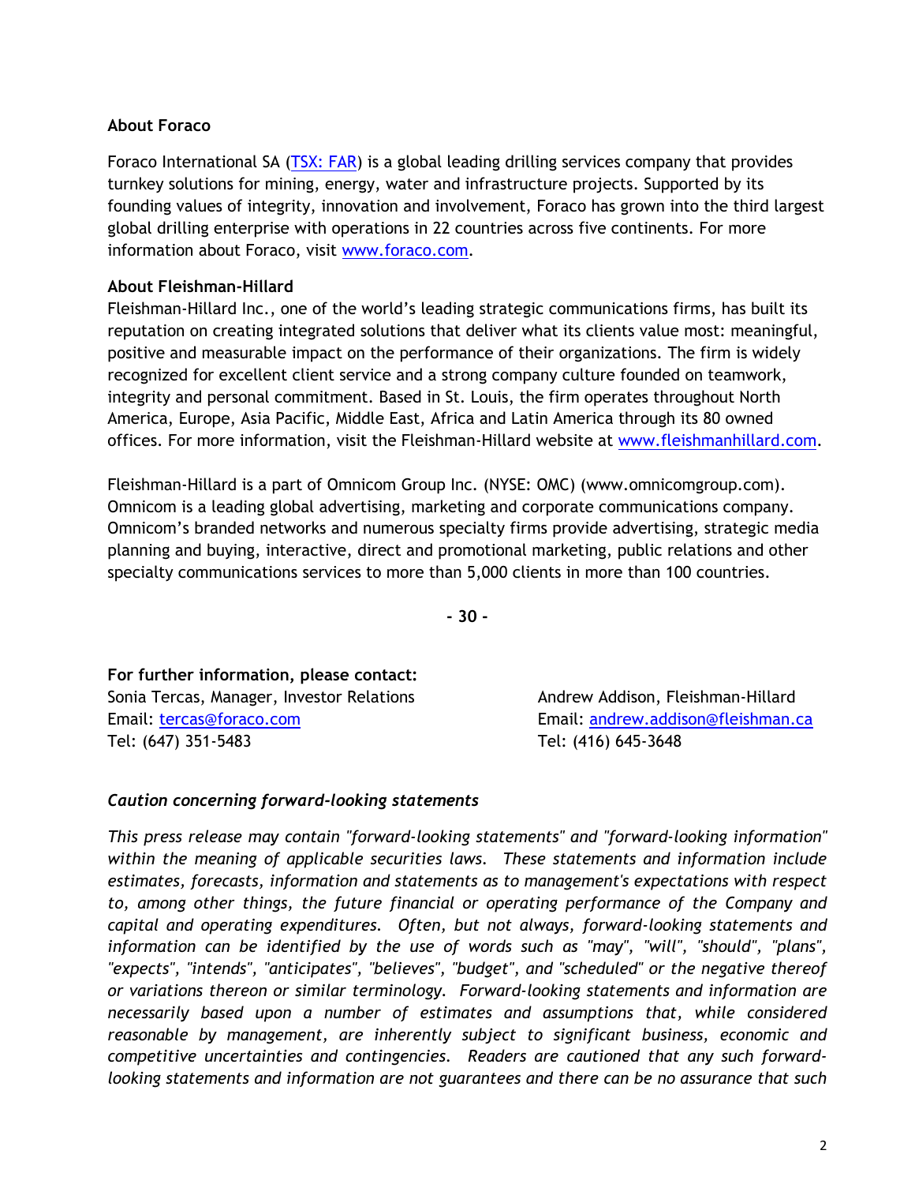**About Foraco**

Foraco International SA ([TSX: FAR](TSX: FAR)) is a global leading drilling services company that provides turnkey solutions for mining, energy, water and infrastructure projects. Supported by its founding values of integrity, innovation and involvement, Foraco has grown into the third largest global drilling enterprise with operations in 22 countries across five continents. For more information about Foraco, visit [www.foraco.com](www.foraco.com).

**About Fleishman-Hillard**

Fleishman-Hillard Inc., one of the world's leading strategic communications firms, has built its reputation on creating integrated solutions that deliver what its clients value most: meaningful, positive and measurable impact on the performance of their organizations. The firm is widely recognized for excellent client service and a strong company culture founded on teamwork, integrity and personal commitment. Based in St. Louis, the firm operates throughout North America, Europe, Asia Pacific, Middle East, Africa and Latin America through its 80 owned offices. For more information, visit the Fleishman-Hillard website at [www.fleishmanhillard.com](www.fleishmanhillard.com).

Fleishman-Hillard is a part of Omnicom Group Inc. (NYSE: OMC) (www.omnicomgroup.com). Omnicom is a leading global advertising, marketing and corporate communications company. Omnicom's branded networks and numerous specialty firms provide advertising, strategic media planning and buying, interactive, direct and promotional marketing, public relations and other specialty communications services to more than 5,000 clients in more than 100 countries.

**- 30 -**

**For further information, please contact:**

Sonia Tercas, Manager, Investor Relations
Email: [tercas@foraco.com](mailto:tercas@foraco.com)
Tel: (647) 351-5483

Andrew Addison, Fleishman-Hillard
Email: [andrew.addison@fleishman.ca](mailto:andrew.addison@fleishman.ca)
Tel: (416) 645-3648

***Caution concerning forward-looking statements***

*This press release may contain "forward-looking statements" and "forward-looking information" within the meaning of applicable securities laws. These statements and information include estimates, forecasts, information and statements as to management's expectations with respect to, among other things, the future financial or operating performance of the Company and capital and operating expenditures. Often, but not always, forward-looking statements and information can be identified by the use of words such as "may", "will", "should", "plans", "expects", "intends", "anticipates", "believes", "budget", and "scheduled" or the negative thereof or variations thereon or similar terminology. Forward-looking statements and information are necessarily based upon a number of estimates and assumptions that, while considered reasonable by management, are inherently subject to significant business, economic and competitive uncertainties and contingencies. Readers are cautioned that any such forward-looking statements and information are not guarantees and there can be no assurance that such*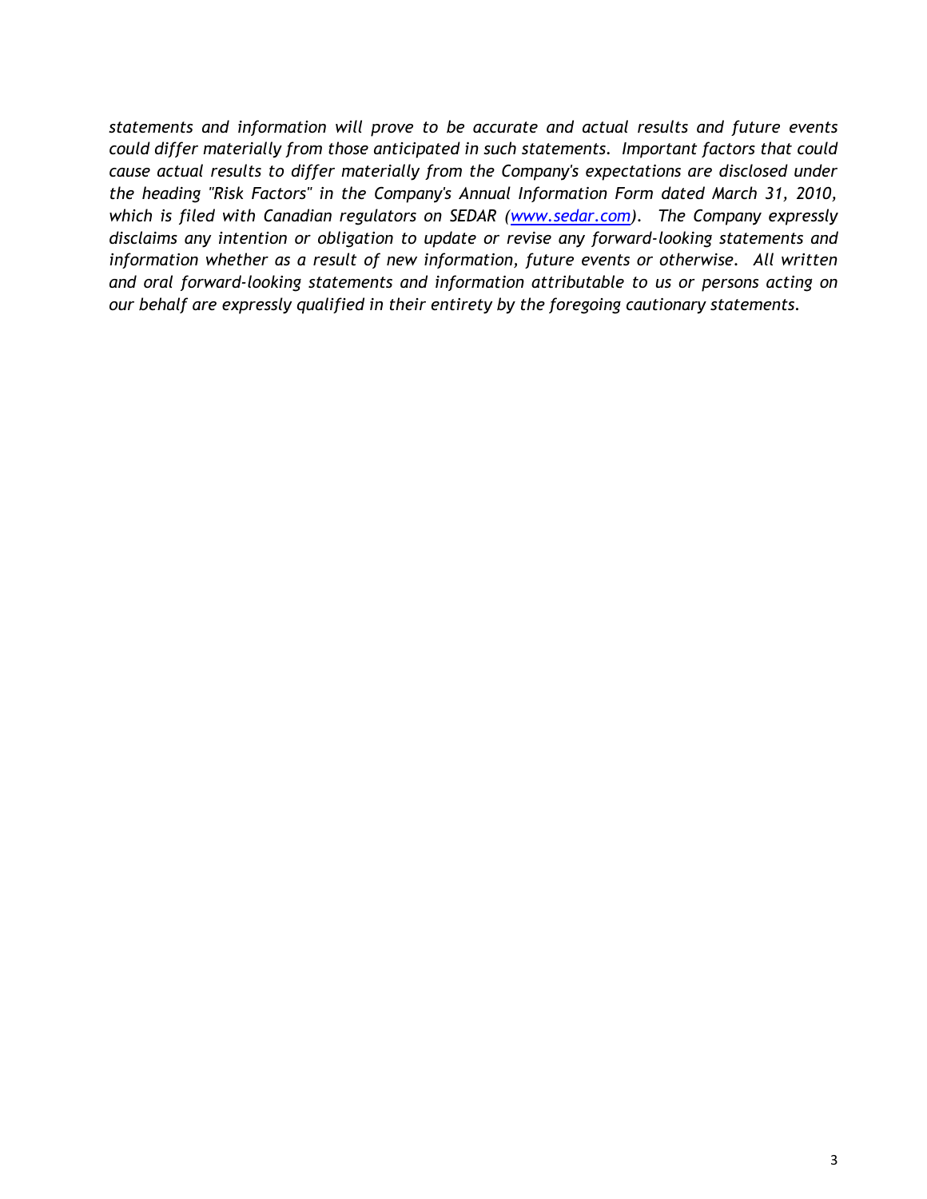*statements and information will prove to be accurate and actual results and future events could differ materially from those anticipated in such statements. Important factors that could cause actual results to differ materially from the Company's expectations are disclosed under the heading "Risk Factors" in the Company's Annual Information Form dated March 31, 2010, which is filed with Canadian regulators on SEDAR ([www.sedar.com](http://www.sedar.com)). The Company expressly disclaims any intention or obligation to update or revise any forward-looking statements and information whether as a result of new information, future events or otherwise. All written and oral forward-looking statements and information attributable to us or persons acting on our behalf are expressly qualified in their entirety by the foregoing cautionary statements.*